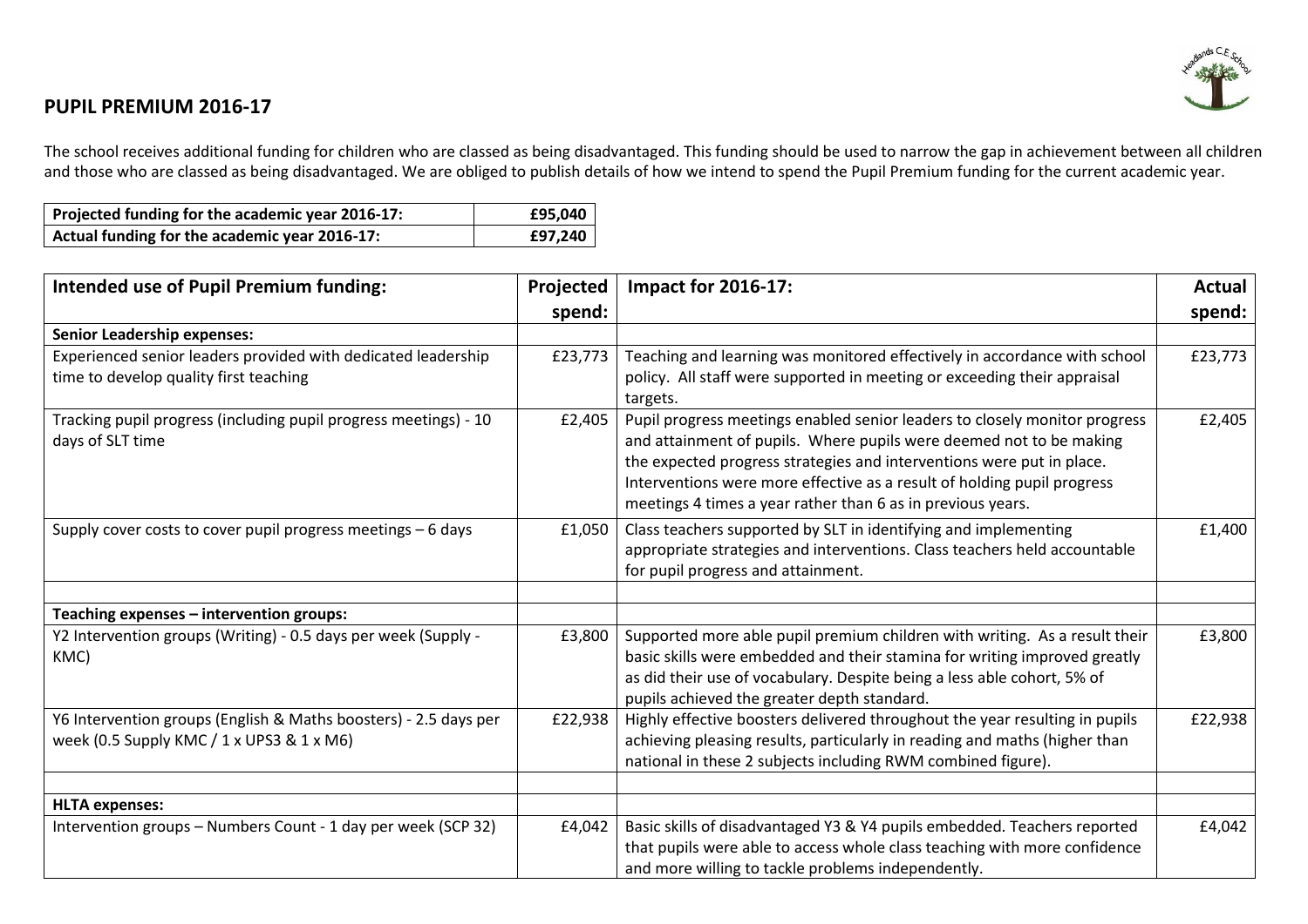## PUPIL PREMIUM 2016-17

The school receives additional funding for children who are classed as being disadvantaged. This funding should be used to narrow the gap in achievement between all children and those who are classed as being disadvantaged. We are obliged to publish details of how we intend to spend the Pupil Premium funding for the current academic year.

| | |
|---|---:|
| **Projected funding for the academic year 2016-17:** | **£95,040** |
| **Actual funding for the academic year 2016-17:** | **£97,240** |

| Intended use of Pupil Premium funding: | Projected spend: | Impact for 2016-17: | Actual spend: |
|---|---:|---|---:|
| **Senior Leadership expenses:** | | | |
| Experienced senior leaders provided with dedicated leadership time to develop quality first teaching | £23,773 | Teaching and learning was monitored effectively in accordance with school policy. All staff were supported in meeting or exceeding their appraisal targets. | £23,773 |
| Tracking pupil progress (including pupil progress meetings) - 10 days of SLT time | £2,405 | Pupil progress meetings enabled senior leaders to closely monitor progress and attainment of pupils. Where pupils were deemed not to be making the expected progress strategies and interventions were put in place. Interventions were more effective as a result of holding pupil progress meetings 4 times a year rather than 6 as in previous years. | £2,405 |
| Supply cover costs to cover pupil progress meetings – 6 days | £1,050 | Class teachers supported by SLT in identifying and implementing appropriate strategies and interventions. Class teachers held accountable for pupil progress and attainment. | £1,400 |
| | | | |
| **Teaching expenses – intervention groups:** | | | |
| Y2 Intervention groups (Writing) - 0.5 days per week (Supply - KMC) | £3,800 | Supported more able pupil premium children with writing. As a result their basic skills were embedded and their stamina for writing improved greatly as did their use of vocabulary. Despite being a less able cohort, 5% of pupils achieved the greater depth standard. | £3,800 |
| Y6 Intervention groups (English & Maths boosters) - 2.5 days per week (0.5 Supply KMC / 1 x UPS3 & 1 x M6) | £22,938 | Highly effective boosters delivered throughout the year resulting in pupils achieving pleasing results, particularly in reading and maths (higher than national in these 2 subjects including RWM combined figure). | £22,938 |
| | | | |
| **HLTA expenses:** | | | |
| Intervention groups – Numbers Count - 1 day per week (SCP 32) | £4,042 | Basic skills of disadvantaged Y3 & Y4 pupils embedded. Teachers reported that pupils were able to access whole class teaching with more confidence and more willing to tackle problems independently. | £4,042 |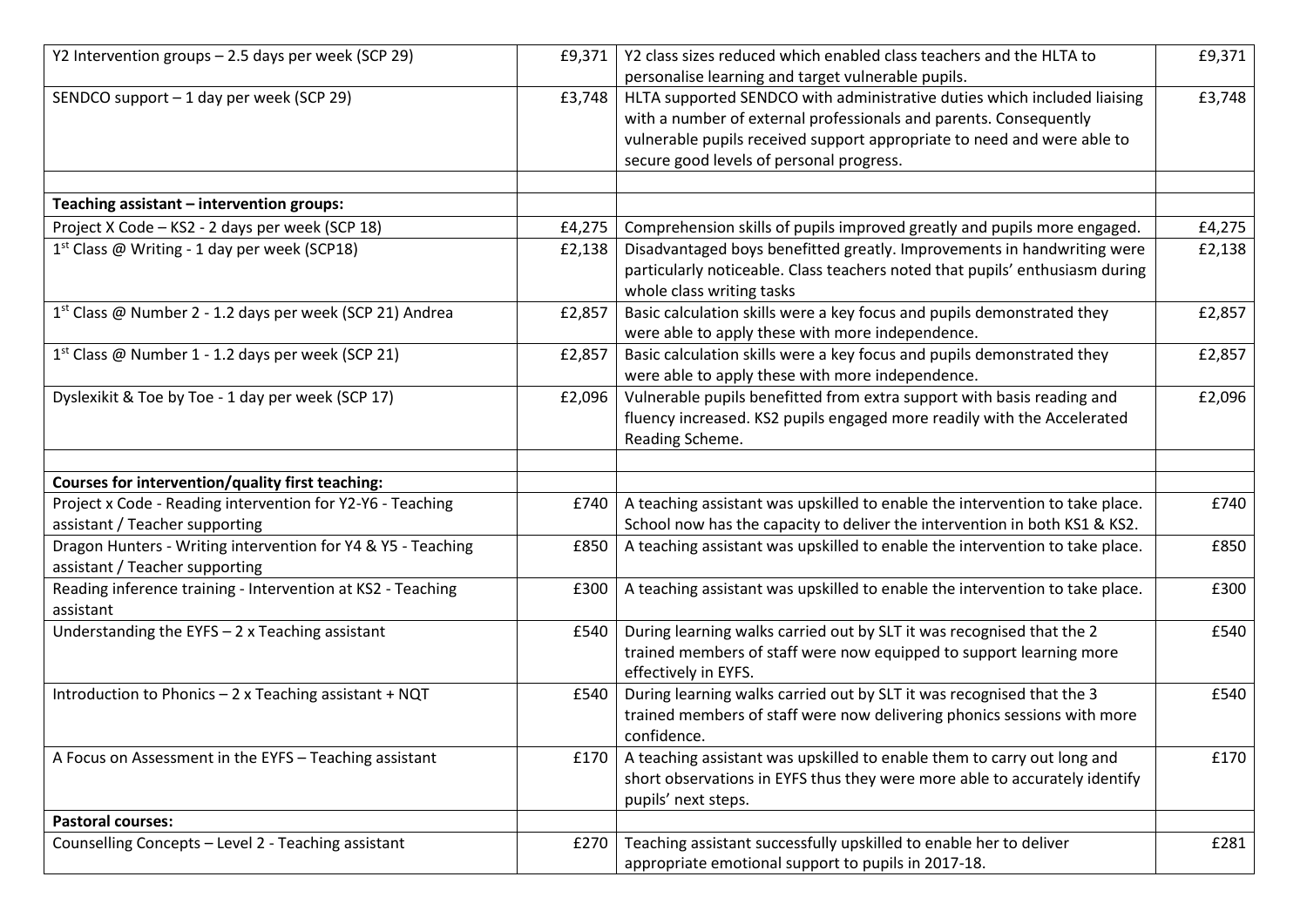| | | | |
|---|---|---|---|
| Y2 Intervention groups – 2.5 days per week (SCP 29) | £9,371 | Y2 class sizes reduced which enabled class teachers and the HLTA to personalise learning and target vulnerable pupils. | £9,371 |
| SENDCO support – 1 day per week (SCP 29) | £3,748 | HLTA supported SENDCO with administrative duties which included liaising with a number of external professionals and parents. Consequently vulnerable pupils received support appropriate to need and were able to secure good levels of personal progress. | £3,748 |
| | | | |
| **Teaching assistant – intervention groups:** | | | |
| Project X Code – KS2 - 2 days per week (SCP 18) | £4,275 | Comprehension skills of pupils improved greatly and pupils more engaged. | £4,275 |
| 1st Class @ Writing - 1 day per week (SCP18) | £2,138 | Disadvantaged boys benefitted greatly. Improvements in handwriting were particularly noticeable. Class teachers noted that pupils' enthusiasm during whole class writing tasks | £2,138 |
| 1st Class @ Number 2 - 1.2 days per week (SCP 21) Andrea | £2,857 | Basic calculation skills were a key focus and pupils demonstrated they were able to apply these with more independence. | £2,857 |
| 1st Class @ Number 1 - 1.2 days per week (SCP 21) | £2,857 | Basic calculation skills were a key focus and pupils demonstrated they were able to apply these with more independence. | £2,857 |
| Dyslexikit & Toe by Toe - 1 day per week (SCP 17) | £2,096 | Vulnerable pupils benefitted from extra support with basis reading and fluency increased. KS2 pupils engaged more readily with the Accelerated Reading Scheme. | £2,096 |
| | | | |
| **Courses for intervention/quality first teaching:** | | | |
| Project x Code - Reading intervention for Y2-Y6 - Teaching assistant / Teacher supporting | £740 | A teaching assistant was upskilled to enable the intervention to take place. School now has the capacity to deliver the intervention in both KS1 & KS2. | £740 |
| Dragon Hunters - Writing intervention for Y4 & Y5 - Teaching assistant / Teacher supporting | £850 | A teaching assistant was upskilled to enable the intervention to take place. | £850 |
| Reading inference training - Intervention at KS2 - Teaching assistant | £300 | A teaching assistant was upskilled to enable the intervention to take place. | £300 |
| Understanding the EYFS – 2 x Teaching assistant | £540 | During learning walks carried out by SLT it was recognised that the 2 trained members of staff were now equipped to support learning more effectively in EYFS. | £540 |
| Introduction to Phonics – 2 x Teaching assistant + NQT | £540 | During learning walks carried out by SLT it was recognised that the 3 trained members of staff were now delivering phonics sessions with more confidence. | £540 |
| A Focus on Assessment in the EYFS – Teaching assistant | £170 | A teaching assistant was upskilled to enable them to carry out long and short observations in EYFS thus they were more able to accurately identify pupils' next steps. | £170 |
| **Pastoral courses:** | | | |
| Counselling Concepts – Level 2 - Teaching assistant | £270 | Teaching assistant successfully upskilled to enable her to deliver appropriate emotional support to pupils in 2017-18. | £281 |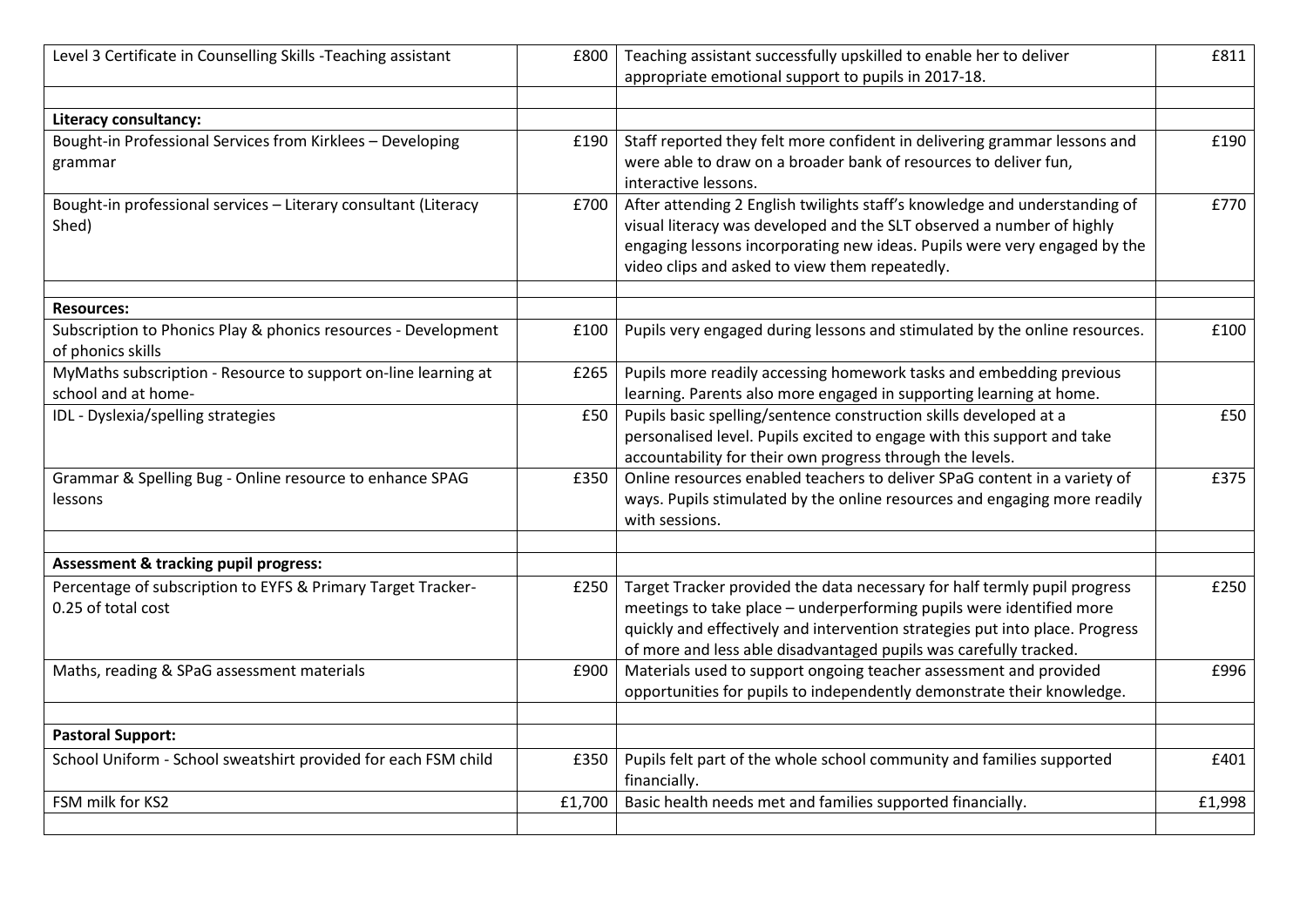| | | | |
|---|---|---|---|
| Level 3 Certificate in Counselling Skills -Teaching assistant | £800 | Teaching assistant successfully upskilled to enable her to deliver appropriate emotional support to pupils in 2017-18. | £811 |
| | | | |
| **Literacy consultancy:** | | | |
| Bought-in Professional Services from Kirklees – Developing grammar | £190 | Staff reported they felt more confident in delivering grammar lessons and were able to draw on a broader bank of resources to deliver fun, interactive lessons. | £190 |
| Bought-in professional services – Literary consultant (Literacy Shed) | £700 | After attending 2 English twilights staff's knowledge and understanding of visual literacy was developed and the SLT observed a number of highly engaging lessons incorporating new ideas. Pupils were very engaged by the video clips and asked to view them repeatedly. | £770 |
| | | | |
| **Resources:** | | | |
| Subscription to Phonics Play & phonics resources - Development of phonics skills | £100 | Pupils very engaged during lessons and stimulated by the online resources. | £100 |
| MyMaths subscription - Resource to support on-line learning at school and at home- | £265 | Pupils more readily accessing homework tasks and embedding previous learning. Parents also more engaged in supporting learning at home. | |
| IDL - Dyslexia/spelling strategies | £50 | Pupils basic spelling/sentence construction skills developed at a personalised level. Pupils excited to engage with this support and take accountability for their own progress through the levels. | £50 |
| Grammar & Spelling Bug - Online resource to enhance SPAG lessons | £350 | Online resources enabled teachers to deliver SPaG content in a variety of ways. Pupils stimulated by the online resources and engaging more readily with sessions. | £375 |
| | | | |
| **Assessment & tracking pupil progress:** | | | |
| Percentage of subscription to EYFS & Primary Target Tracker- 0.25 of total cost | £250 | Target Tracker provided the data necessary for half termly pupil progress meetings to take place – underperforming pupils were identified more quickly and effectively and intervention strategies put into place. Progress of more and less able disadvantaged pupils was carefully tracked. | £250 |
| Maths, reading & SPaG assessment materials | £900 | Materials used to support ongoing teacher assessment and provided opportunities for pupils to independently demonstrate their knowledge. | £996 |
| | | | |
| **Pastoral Support:** | | | |
| School Uniform - School sweatshirt provided for each FSM child | £350 | Pupils felt part of the whole school community and families supported financially. | £401 |
| FSM milk for KS2 | £1,700 | Basic health needs met and families supported financially. | £1,998 |
| | | | |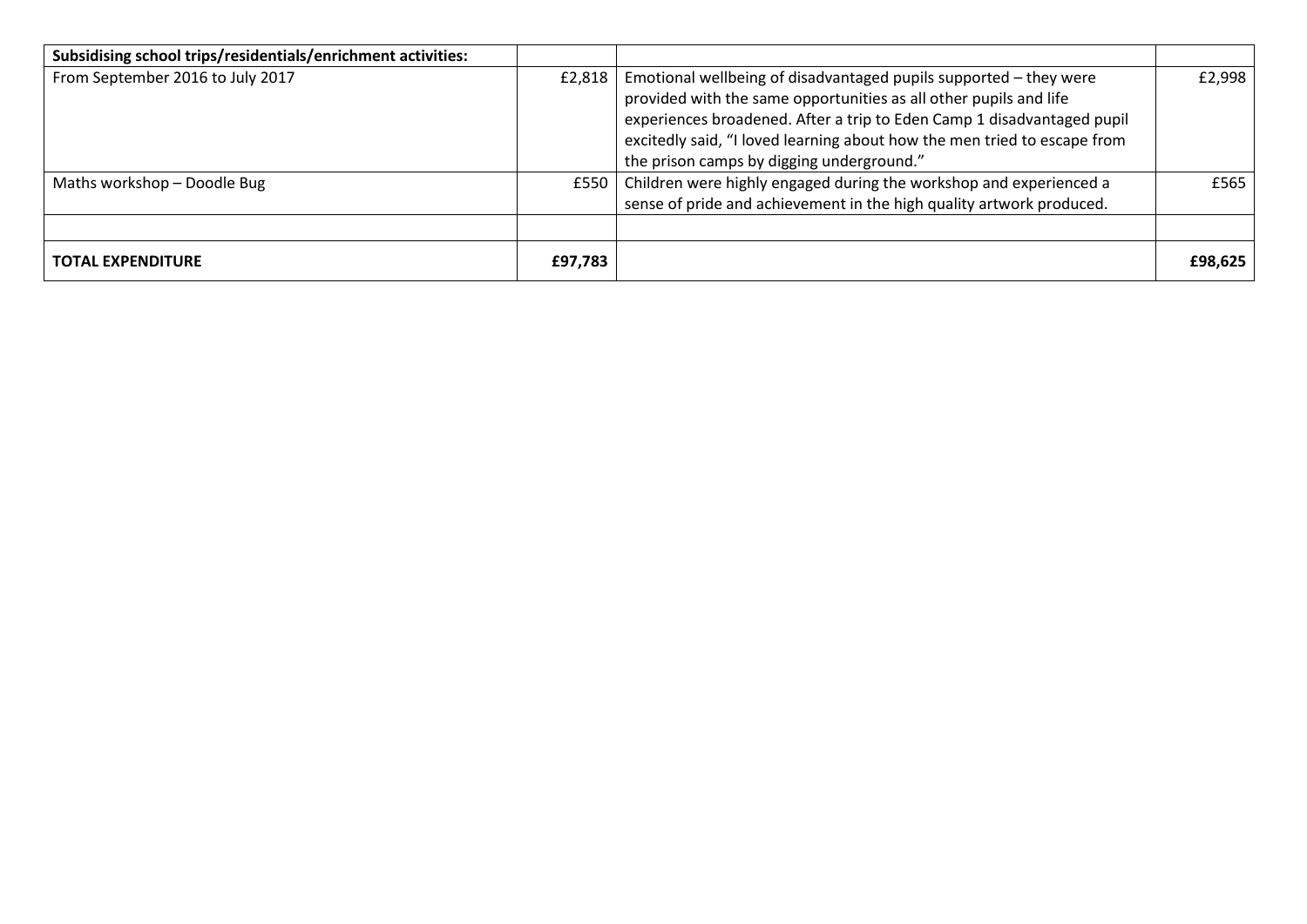| | | | |
|---|---|---|---|
| **Subsidising school trips/residentials/enrichment activities:** | | | |
| From September 2016 to July 2017 | £2,818 | Emotional wellbeing of disadvantaged pupils supported – they were provided with the same opportunities as all other pupils and life experiences broadened. After a trip to Eden Camp 1 disadvantaged pupil excitedly said, "I loved learning about how the men tried to escape from the prison camps by digging underground." | £2,998 |
| Maths workshop – Doodle Bug | £550 | Children were highly engaged during the workshop and experienced a sense of pride and achievement in the high quality artwork produced. | £565 |
| | | | |
| **TOTAL EXPENDITURE** | **£97,783** | | **£98,625** |